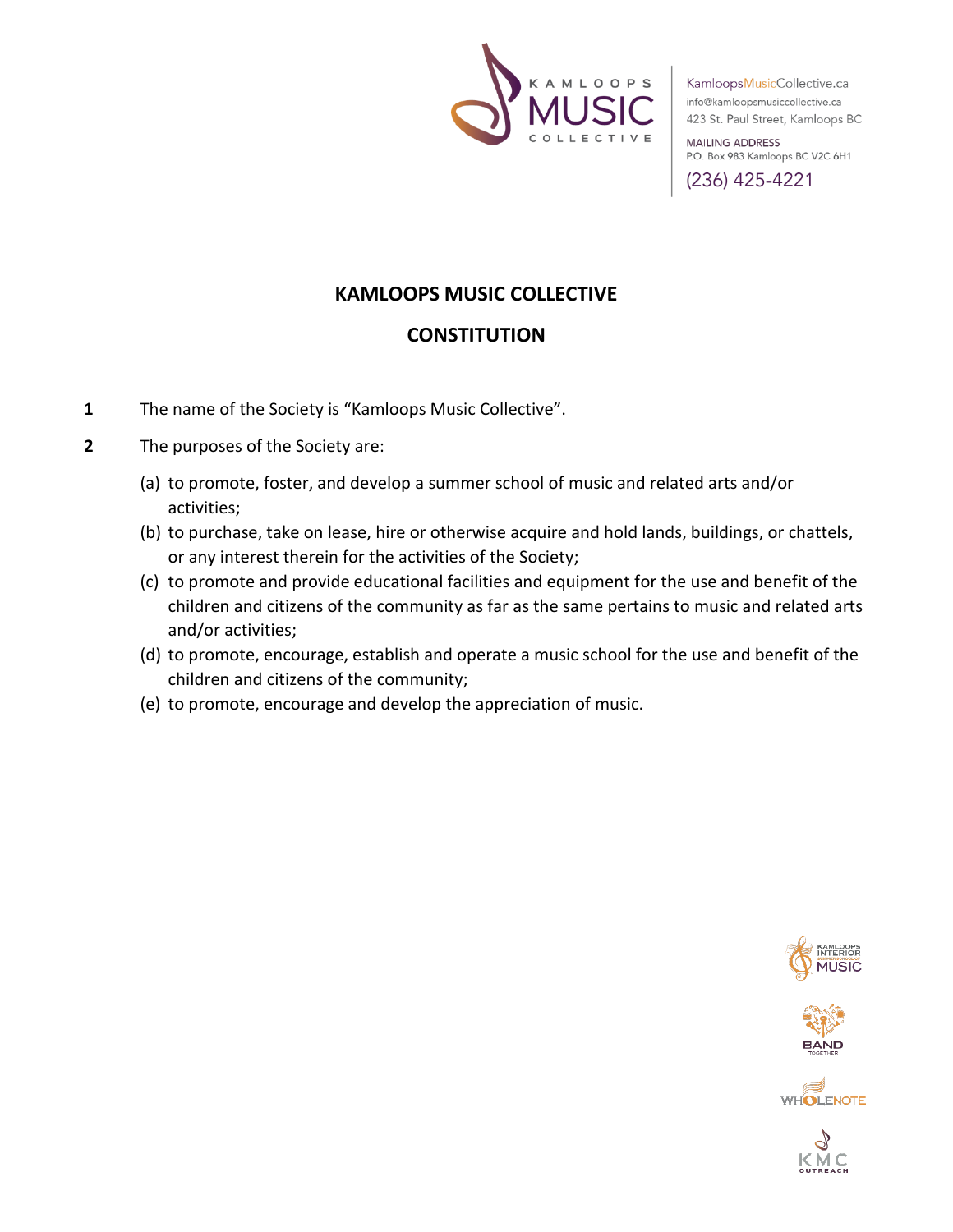# KAMLOOPS MUSIC COLLECTIVE

# CONSTITUTION

**1** The name of the Society is "Kamloops Music Collective".

**2** The purposes of the Society are:

(a) to promote, foster, and develop a summer school of music and related arts and/or activities;

(b) to purchase, take on lease, hire or otherwise acquire and hold lands, buildings, or chattels, or any interest therein for the activities of the Society;

(c) to promote and provide educational facilities and equipment for the use and benefit of the children and citizens of the community as far as the same pertains to music and related arts and/or activities;

(d) to promote, encourage, establish and operate a music school for the use and benefit of the children and citizens of the community;

(e) to promote, encourage and develop the appreciation of music.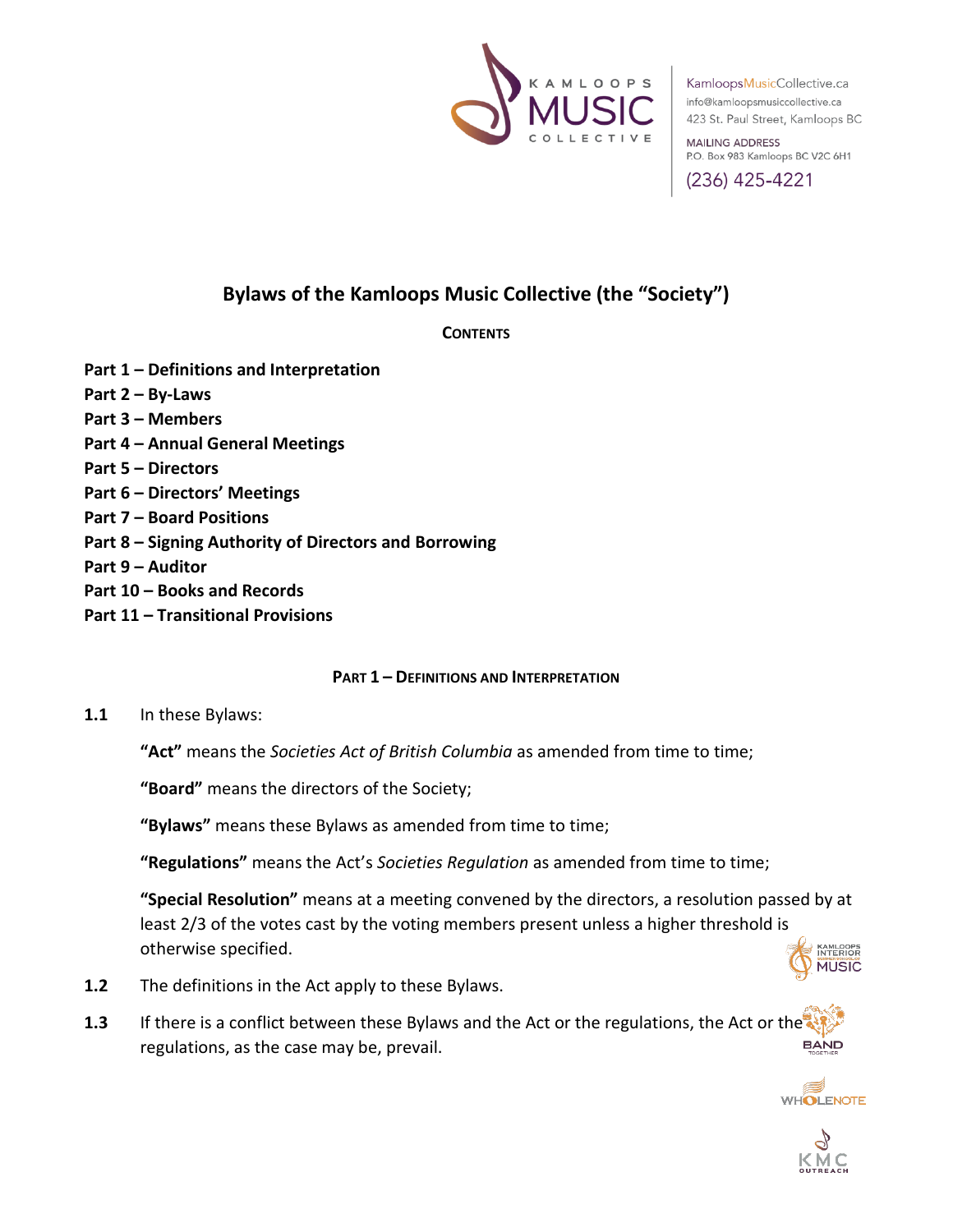# Bylaws of the Kamloops Music Collective (the "Society")

**CONTENTS**

**Part 1 – Definitions and Interpretation**
**Part 2 – By-Laws**
**Part 3 – Members**
**Part 4 – Annual General Meetings**
**Part 5 – Directors**
**Part 6 – Directors' Meetings**
**Part 7 – Board Positions**
**Part 8 – Signing Authority of Directors and Borrowing**
**Part 9 – Auditor**
**Part 10 – Books and Records**
**Part 11 – Transitional Provisions**

## PART 1 – DEFINITIONS AND INTERPRETATION

**1.1** In these Bylaws:

**"Act"** means the *Societies Act of British Columbia* as amended from time to time;

**"Board"** means the directors of the Society;

**"Bylaws"** means these Bylaws as amended from time to time;

**"Regulations"** means the Act's *Societies Regulation* as amended from time to time;

**"Special Resolution"** means at a meeting convened by the directors, a resolution passed by at least 2/3 of the votes cast by the voting members present unless a higher threshold is otherwise specified.

**1.2** The definitions in the Act apply to these Bylaws.

**1.3** If there is a conflict between these Bylaws and the Act or the regulations, the Act or the regulations, as the case may be, prevail.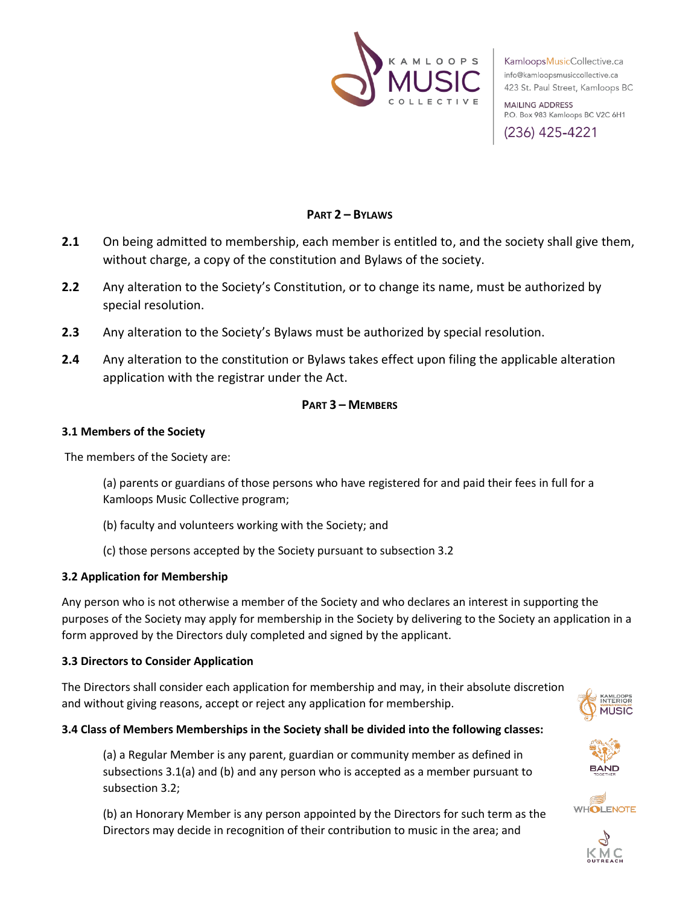## PART 2 – BYLAWS

**2.1** On being admitted to membership, each member is entitled to, and the society shall give them, without charge, a copy of the constitution and Bylaws of the society.

**2.2** Any alteration to the Society's Constitution, or to change its name, must be authorized by special resolution.

**2.3** Any alteration to the Society's Bylaws must be authorized by special resolution.

**2.4** Any alteration to the constitution or Bylaws takes effect upon filing the applicable alteration application with the registrar under the Act.

## PART 3 – MEMBERS

### 3.1 Members of the Society

The members of the Society are:

(a) parents or guardians of those persons who have registered for and paid their fees in full for a Kamloops Music Collective program;

(b) faculty and volunteers working with the Society; and

(c) those persons accepted by the Society pursuant to subsection 3.2

### 3.2 Application for Membership

Any person who is not otherwise a member of the Society and who declares an interest in supporting the purposes of the Society may apply for membership in the Society by delivering to the Society an application in a form approved by the Directors duly completed and signed by the applicant.

### 3.3 Directors to Consider Application

The Directors shall consider each application for membership and may, in their absolute discretion and without giving reasons, accept or reject any application for membership.

### 3.4 Class of Members Memberships in the Society shall be divided into the following classes:

(a) a Regular Member is any parent, guardian or community member as defined in subsections 3.1(a) and (b) and any person who is accepted as a member pursuant to subsection 3.2;

(b) an Honorary Member is any person appointed by the Directors for such term as the Directors may decide in recognition of their contribution to music in the area; and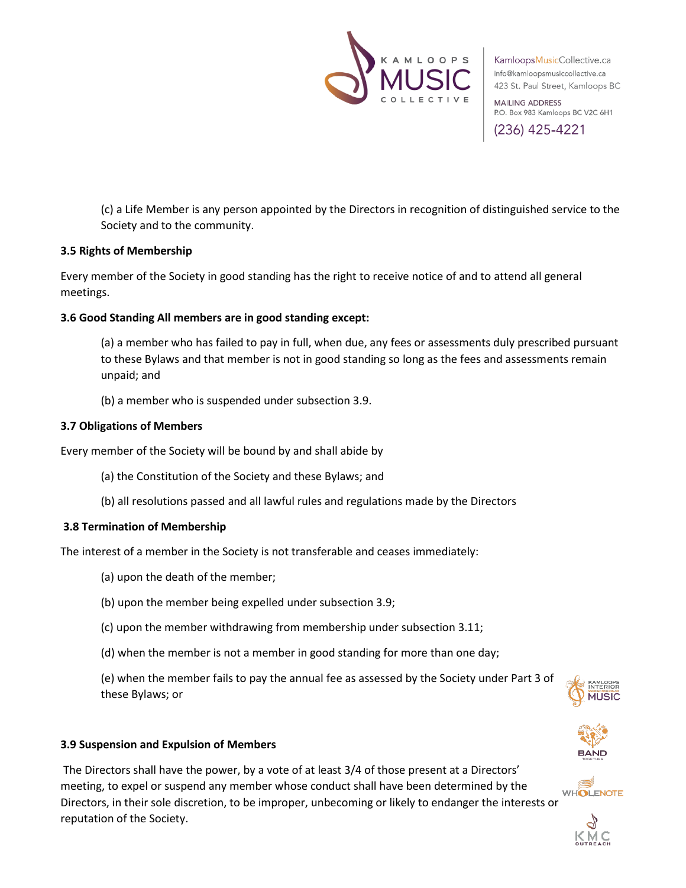(c) a Life Member is any person appointed by the Directors in recognition of distinguished service to the Society and to the community.

**3.5 Rights of Membership**

Every member of the Society in good standing has the right to receive notice of and to attend all general meetings.

**3.6 Good Standing All members are in good standing except:**

(a) a member who has failed to pay in full, when due, any fees or assessments duly prescribed pursuant to these Bylaws and that member is not in good standing so long as the fees and assessments remain unpaid; and

(b) a member who is suspended under subsection 3.9.

**3.7 Obligations of Members**

Every member of the Society will be bound by and shall abide by

(a) the Constitution of the Society and these Bylaws; and

(b) all resolutions passed and all lawful rules and regulations made by the Directors

**3.8 Termination of Membership**

The interest of a member in the Society is not transferable and ceases immediately:

(a) upon the death of the member;

(b) upon the member being expelled under subsection 3.9;

(c) upon the member withdrawing from membership under subsection 3.11;

(d) when the member is not a member in good standing for more than one day;

(e) when the member fails to pay the annual fee as assessed by the Society under Part 3 of these Bylaws; or

**3.9 Suspension and Expulsion of Members**

The Directors shall have the power, by a vote of at least 3/4 of those present at a Directors' meeting, to expel or suspend any member whose conduct shall have been determined by the Directors, in their sole discretion, to be improper, unbecoming or likely to endanger the interests or reputation of the Society.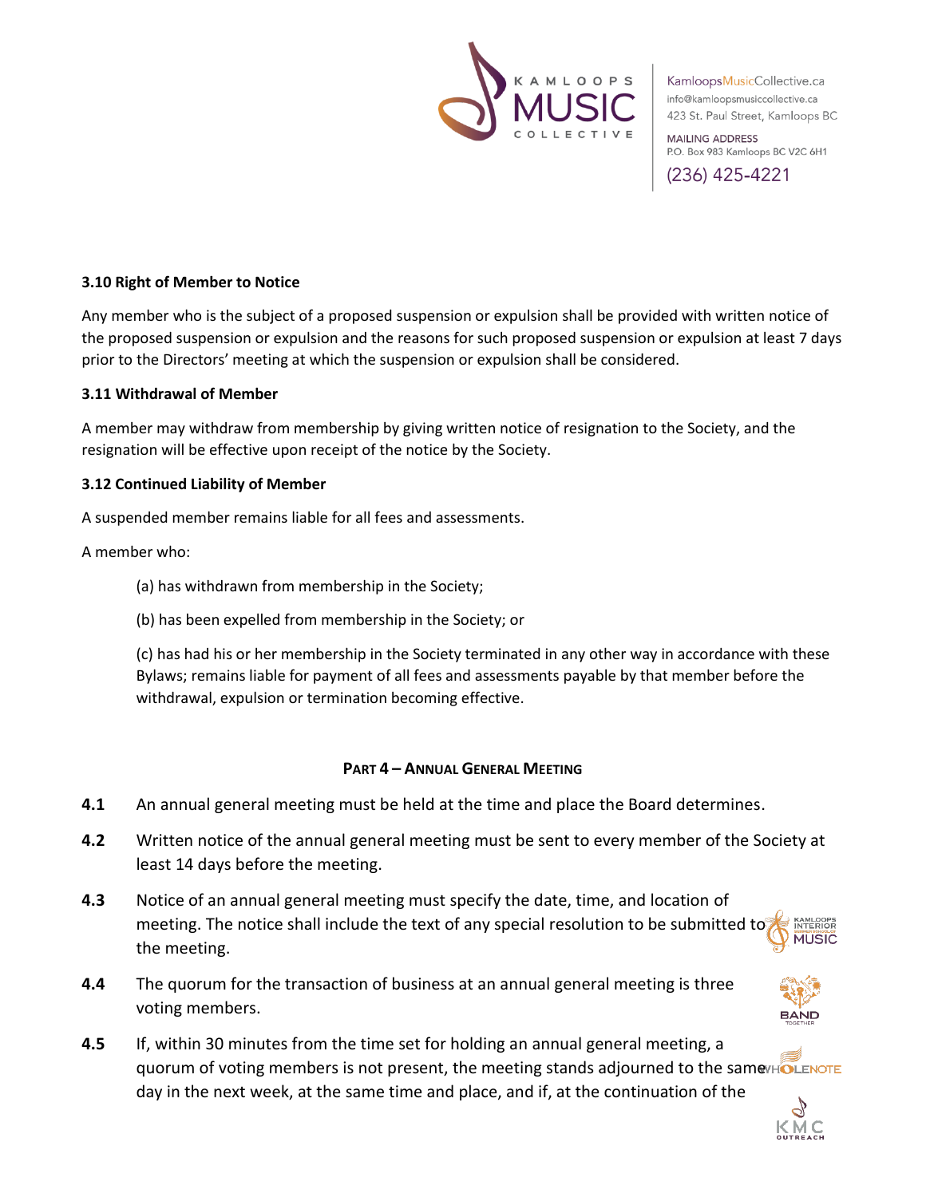### 3.10 Right of Member to Notice

Any member who is the subject of a proposed suspension or expulsion shall be provided with written notice of the proposed suspension or expulsion and the reasons for such proposed suspension or expulsion at least 7 days prior to the Directors' meeting at which the suspension or expulsion shall be considered.

### 3.11 Withdrawal of Member

A member may withdraw from membership by giving written notice of resignation to the Society, and the resignation will be effective upon receipt of the notice by the Society.

### 3.12 Continued Liability of Member

A suspended member remains liable for all fees and assessments.

A member who:

(a) has withdrawn from membership in the Society;

(b) has been expelled from membership in the Society; or

(c) has had his or her membership in the Society terminated in any other way in accordance with these Bylaws; remains liable for payment of all fees and assessments payable by that member before the withdrawal, expulsion or termination becoming effective.

## PART 4 – ANNUAL GENERAL MEETING

**4.1** An annual general meeting must be held at the time and place the Board determines.

**4.2** Written notice of the annual general meeting must be sent to every member of the Society at least 14 days before the meeting.

**4.3** Notice of an annual general meeting must specify the date, time, and location of meeting. The notice shall include the text of any special resolution to be submitted to the meeting.

**4.4** The quorum for the transaction of business at an annual general meeting is three voting members.

**4.5** If, within 30 minutes from the time set for holding an annual general meeting, a quorum of voting members is not present, the meeting stands adjourned to the same day in the next week, at the same time and place, and if, at the continuation of the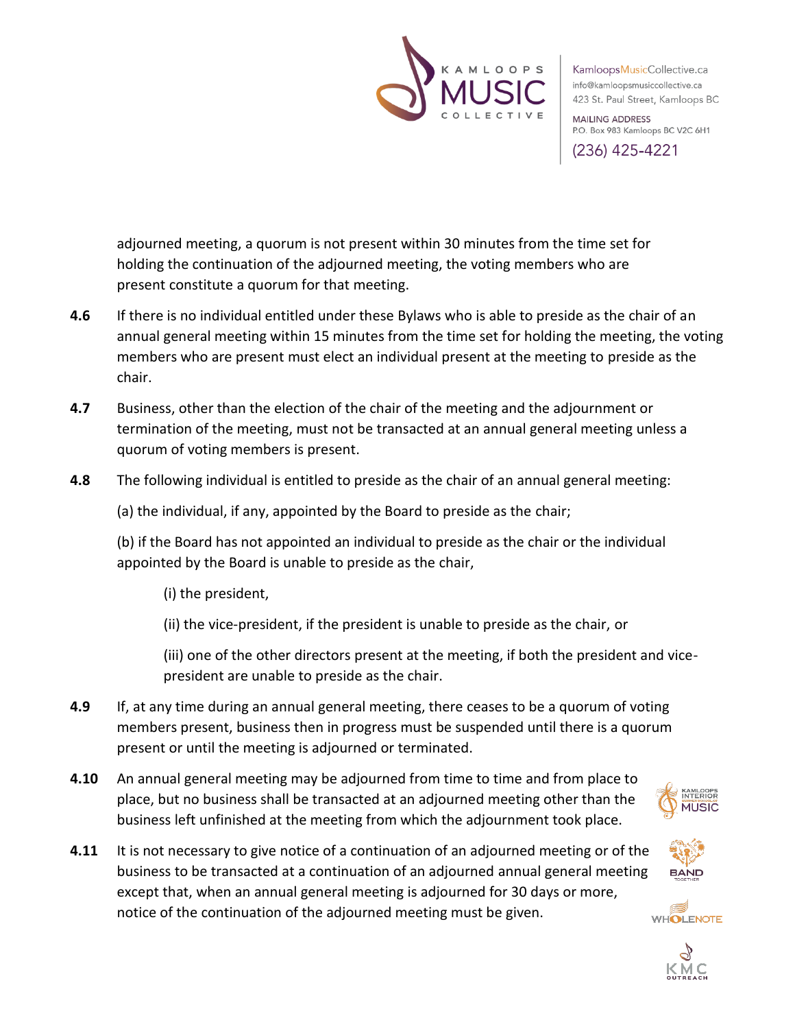adjourned meeting, a quorum is not present within 30 minutes from the time set for holding the continuation of the adjourned meeting, the voting members who are present constitute a quorum for that meeting.

**4.6** If there is no individual entitled under these Bylaws who is able to preside as the chair of an annual general meeting within 15 minutes from the time set for holding the meeting, the voting members who are present must elect an individual present at the meeting to preside as the chair.

**4.7** Business, other than the election of the chair of the meeting and the adjournment or termination of the meeting, must not be transacted at an annual general meeting unless a quorum of voting members is present.

**4.8** The following individual is entitled to preside as the chair of an annual general meeting:

(a) the individual, if any, appointed by the Board to preside as the chair;

(b) if the Board has not appointed an individual to preside as the chair or the individual appointed by the Board is unable to preside as the chair,

(i) the president,

(ii) the vice-president, if the president is unable to preside as the chair, or

(iii) one of the other directors present at the meeting, if both the president and vice-president are unable to preside as the chair.

**4.9** If, at any time during an annual general meeting, there ceases to be a quorum of voting members present, business then in progress must be suspended until there is a quorum present or until the meeting is adjourned or terminated.

**4.10** An annual general meeting may be adjourned from time to time and from place to place, but no business shall be transacted at an adjourned meeting other than the business left unfinished at the meeting from which the adjournment took place.

**4.11** It is not necessary to give notice of a continuation of an adjourned meeting or of the business to be transacted at a continuation of an adjourned annual general meeting except that, when an annual general meeting is adjourned for 30 days or more, notice of the continuation of the adjourned meeting must be given.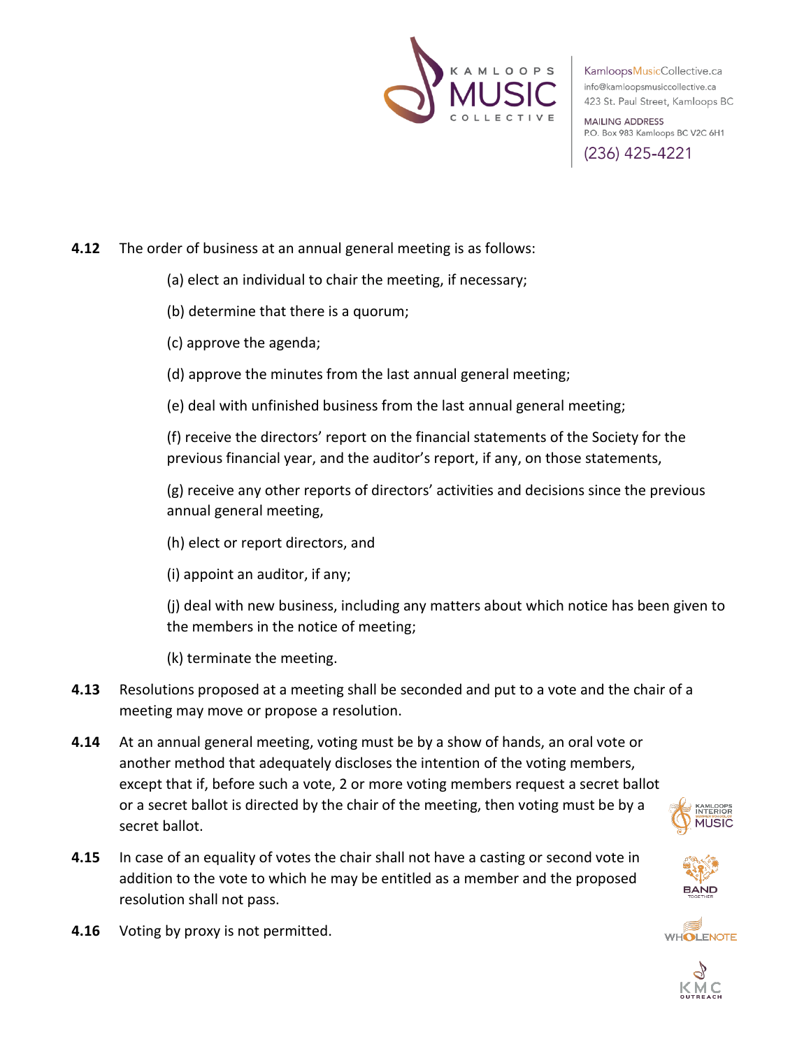**4.12** The order of business at an annual general meeting is as follows:

(a) elect an individual to chair the meeting, if necessary;

(b) determine that there is a quorum;

(c) approve the agenda;

(d) approve the minutes from the last annual general meeting;

(e) deal with unfinished business from the last annual general meeting;

(f) receive the directors' report on the financial statements of the Society for the previous financial year, and the auditor's report, if any, on those statements,

(g) receive any other reports of directors' activities and decisions since the previous annual general meeting,

(h) elect or report directors, and

(i) appoint an auditor, if any;

(j) deal with new business, including any matters about which notice has been given to the members in the notice of meeting;

(k) terminate the meeting.

**4.13** Resolutions proposed at a meeting shall be seconded and put to a vote and the chair of a meeting may move or propose a resolution.

**4.14** At an annual general meeting, voting must be by a show of hands, an oral vote or another method that adequately discloses the intention of the voting members, except that if, before such a vote, 2 or more voting members request a secret ballot or a secret ballot is directed by the chair of the meeting, then voting must be by a secret ballot.

**4.15** In case of an equality of votes the chair shall not have a casting or second vote in addition to the vote to which he may be entitled as a member and the proposed resolution shall not pass.

**4.16** Voting by proxy is not permitted.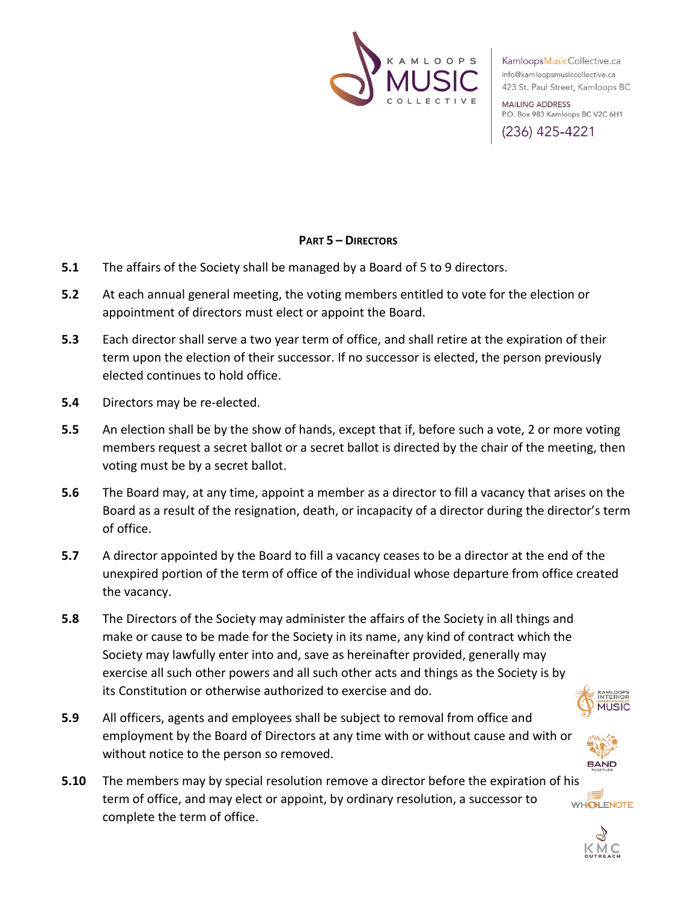## PART 5 – DIRECTORS

**5.1** The affairs of the Society shall be managed by a Board of 5 to 9 directors.

**5.2** At each annual general meeting, the voting members entitled to vote for the election or appointment of directors must elect or appoint the Board.

**5.3** Each director shall serve a two year term of office, and shall retire at the expiration of their term upon the election of their successor. If no successor is elected, the person previously elected continues to hold office.

**5.4** Directors may be re-elected.

**5.5** An election shall be by the show of hands, except that if, before such a vote, 2 or more voting members request a secret ballot or a secret ballot is directed by the chair of the meeting, then voting must be by a secret ballot.

**5.6** The Board may, at any time, appoint a member as a director to fill a vacancy that arises on the Board as a result of the resignation, death, or incapacity of a director during the director's term of office.

**5.7** A director appointed by the Board to fill a vacancy ceases to be a director at the end of the unexpired portion of the term of office of the individual whose departure from office created the vacancy.

**5.8** The Directors of the Society may administer the affairs of the Society in all things and make or cause to be made for the Society in its name, any kind of contract which the Society may lawfully enter into and, save as hereinafter provided, generally may exercise all such other powers and all such other acts and things as the Society is by its Constitution or otherwise authorized to exercise and do.

**5.9** All officers, agents and employees shall be subject to removal from office and employment by the Board of Directors at any time with or without cause and with or without notice to the person so removed.

**5.10** The members may by special resolution remove a director before the expiration of his term of office, and may elect or appoint, by ordinary resolution, a successor to complete the term of office.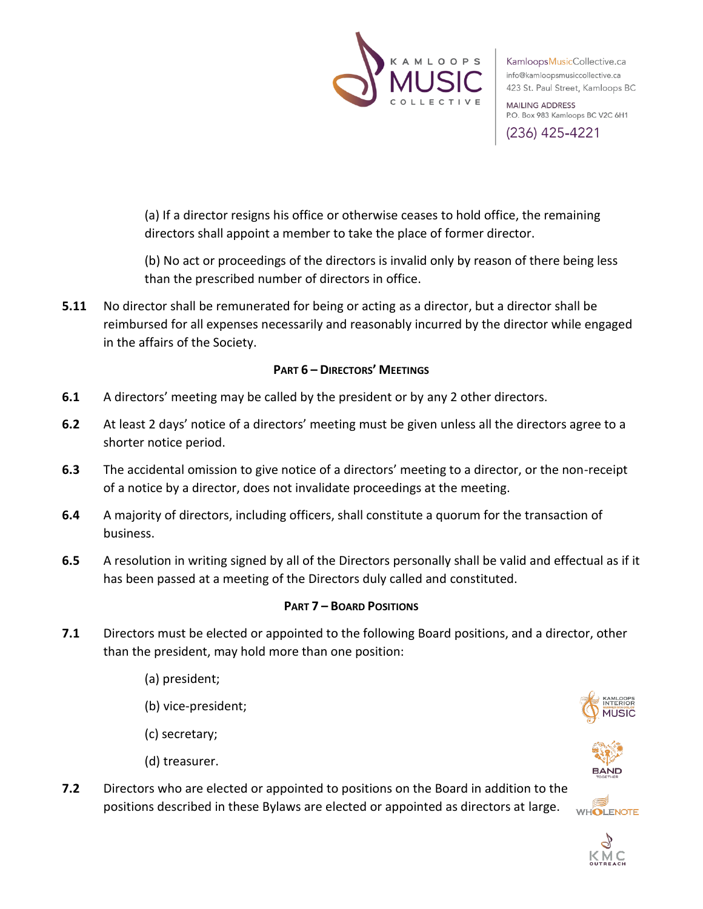(a) If a director resigns his office or otherwise ceases to hold office, the remaining directors shall appoint a member to take the place of former director.

(b) No act or proceedings of the directors is invalid only by reason of there being less than the prescribed number of directors in office.

**5.11** No director shall be remunerated for being or acting as a director, but a director shall be reimbursed for all expenses necessarily and reasonably incurred by the director while engaged in the affairs of the Society.

## PART 6 – DIRECTORS' MEETINGS

**6.1** A directors' meeting may be called by the president or by any 2 other directors.

**6.2** At least 2 days' notice of a directors' meeting must be given unless all the directors agree to a shorter notice period.

**6.3** The accidental omission to give notice of a directors' meeting to a director, or the non-receipt of a notice by a director, does not invalidate proceedings at the meeting.

**6.4** A majority of directors, including officers, shall constitute a quorum for the transaction of business.

**6.5** A resolution in writing signed by all of the Directors personally shall be valid and effectual as if it has been passed at a meeting of the Directors duly called and constituted.

## PART 7 – BOARD POSITIONS

**7.1** Directors must be elected or appointed to the following Board positions, and a director, other than the president, may hold more than one position:

(a) president;

(b) vice-president;

(c) secretary;

(d) treasurer.

**7.2** Directors who are elected or appointed to positions on the Board in addition to the positions described in these Bylaws are elected or appointed as directors at large.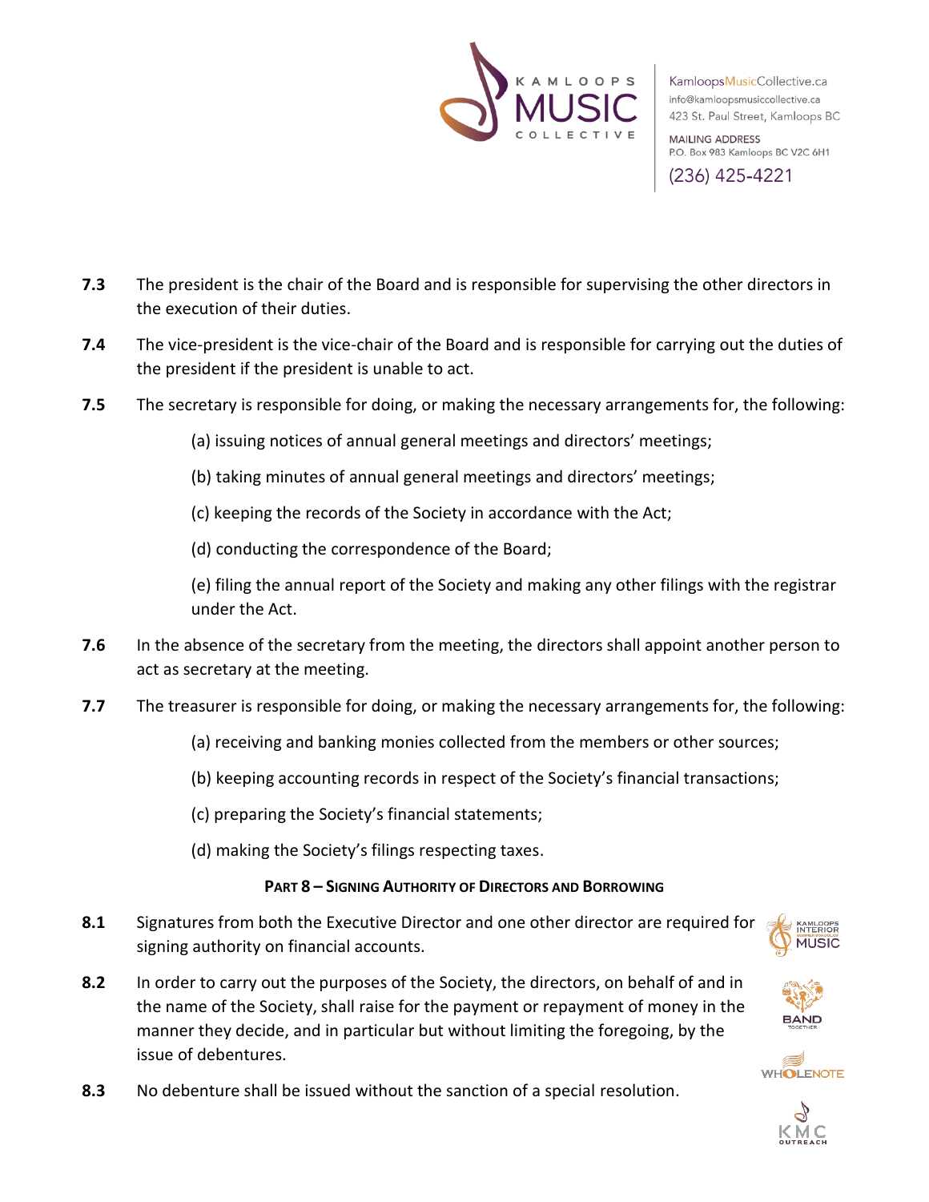**7.3** The president is the chair of the Board and is responsible for supervising the other directors in the execution of their duties.

**7.4** The vice-president is the vice-chair of the Board and is responsible for carrying out the duties of the president if the president is unable to act.

**7.5** The secretary is responsible for doing, or making the necessary arrangements for, the following:

(a) issuing notices of annual general meetings and directors' meetings;

(b) taking minutes of annual general meetings and directors' meetings;

(c) keeping the records of the Society in accordance with the Act;

(d) conducting the correspondence of the Board;

(e) filing the annual report of the Society and making any other filings with the registrar under the Act.

**7.6** In the absence of the secretary from the meeting, the directors shall appoint another person to act as secretary at the meeting.

**7.7** The treasurer is responsible for doing, or making the necessary arrangements for, the following:

(a) receiving and banking monies collected from the members or other sources;

(b) keeping accounting records in respect of the Society's financial transactions;

(c) preparing the Society's financial statements;

(d) making the Society's filings respecting taxes.

### PART 8 – SIGNING AUTHORITY OF DIRECTORS AND BORROWING

**8.1** Signatures from both the Executive Director and one other director are required for signing authority on financial accounts.

**8.2** In order to carry out the purposes of the Society, the directors, on behalf of and in the name of the Society, shall raise for the payment or repayment of money in the manner they decide, and in particular but without limiting the foregoing, by the issue of debentures.

**8.3** No debenture shall be issued without the sanction of a special resolution.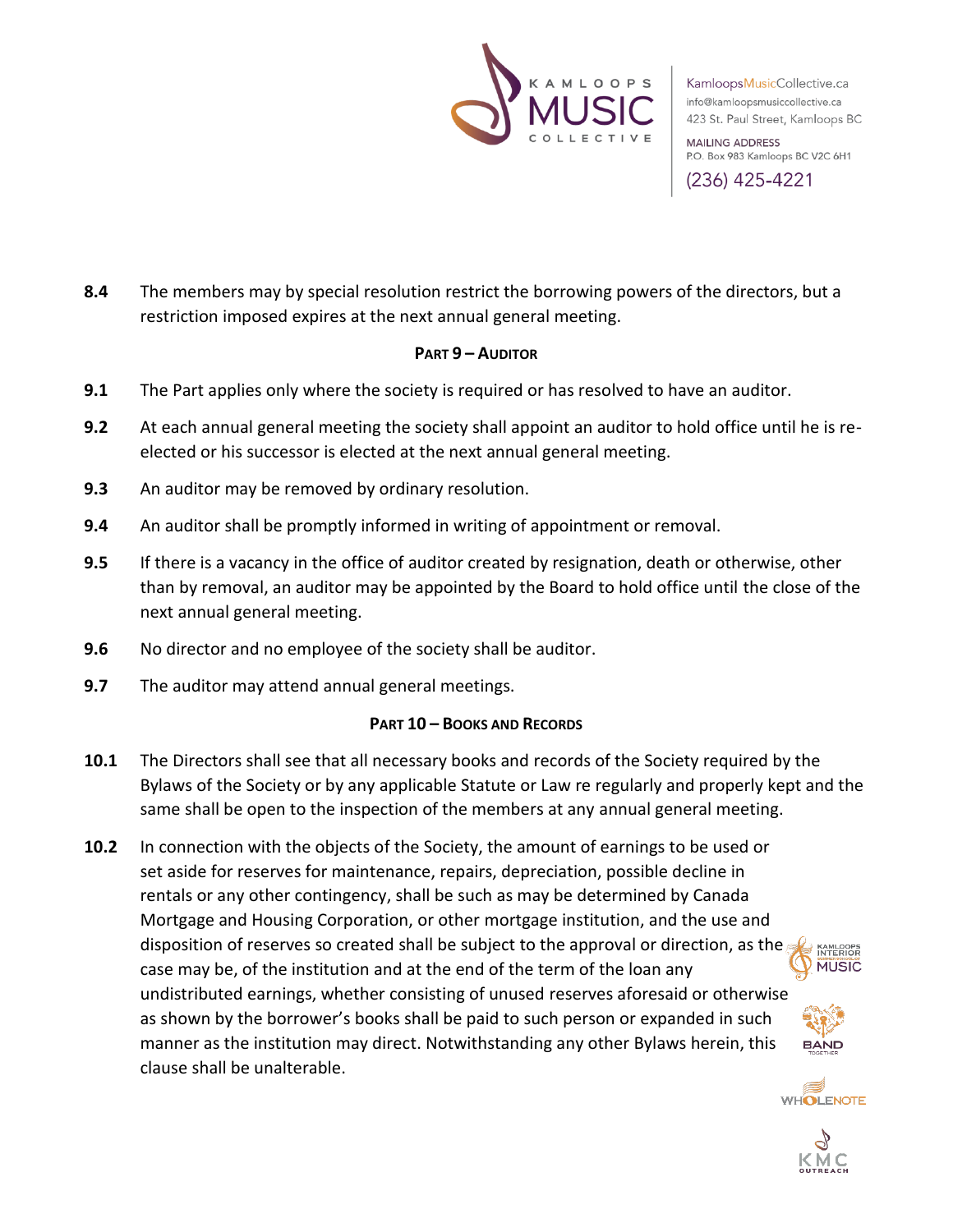**8.4** The members may by special resolution restrict the borrowing powers of the directors, but a restriction imposed expires at the next annual general meeting.

### PART 9 – AUDITOR

**9.1** The Part applies only where the society is required or has resolved to have an auditor.

**9.2** At each annual general meeting the society shall appoint an auditor to hold office until he is re-elected or his successor is elected at the next annual general meeting.

**9.3** An auditor may be removed by ordinary resolution.

**9.4** An auditor shall be promptly informed in writing of appointment or removal.

**9.5** If there is a vacancy in the office of auditor created by resignation, death or otherwise, other than by removal, an auditor may be appointed by the Board to hold office until the close of the next annual general meeting.

**9.6** No director and no employee of the society shall be auditor.

**9.7** The auditor may attend annual general meetings.

### PART 10 – BOOKS AND RECORDS

**10.1** The Directors shall see that all necessary books and records of the Society required by the Bylaws of the Society or by any applicable Statute or Law re regularly and properly kept and the same shall be open to the inspection of the members at any annual general meeting.

**10.2** In connection with the objects of the Society, the amount of earnings to be used or set aside for reserves for maintenance, repairs, depreciation, possible decline in rentals or any other contingency, shall be such as may be determined by Canada Mortgage and Housing Corporation, or other mortgage institution, and the use and disposition of reserves so created shall be subject to the approval or direction, as the case may be, of the institution and at the end of the term of the loan any undistributed earnings, whether consisting of unused reserves aforesaid or otherwise as shown by the borrower's books shall be paid to such person or expanded in such manner as the institution may direct. Notwithstanding any other Bylaws herein, this clause shall be unalterable.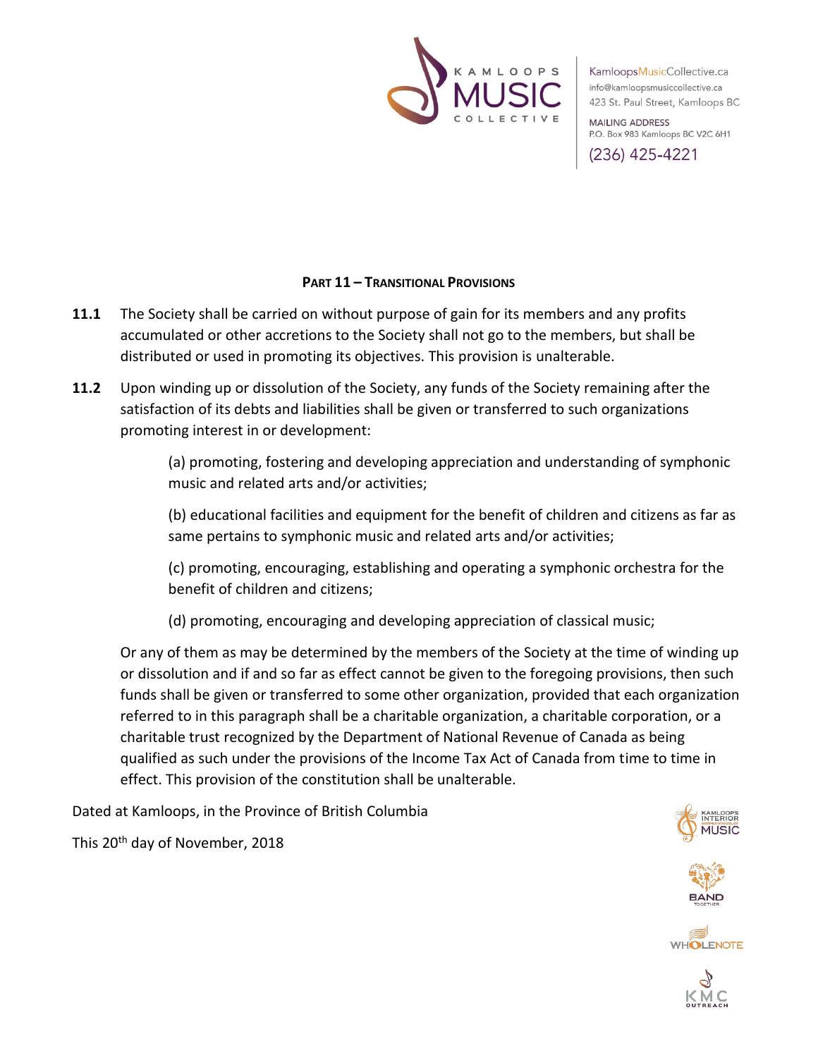## PART 11 – TRANSITIONAL PROVISIONS

**11.1** The Society shall be carried on without purpose of gain for its members and any profits accumulated or other accretions to the Society shall not go to the members, but shall be distributed or used in promoting its objectives. This provision is unalterable.

**11.2** Upon winding up or dissolution of the Society, any funds of the Society remaining after the satisfaction of its debts and liabilities shall be given or transferred to such organizations promoting interest in or development:

(a) promoting, fostering and developing appreciation and understanding of symphonic music and related arts and/or activities;

(b) educational facilities and equipment for the benefit of children and citizens as far as same pertains to symphonic music and related arts and/or activities;

(c) promoting, encouraging, establishing and operating a symphonic orchestra for the benefit of children and citizens;

(d) promoting, encouraging and developing appreciation of classical music;

Or any of them as may be determined by the members of the Society at the time of winding up or dissolution and if and so far as effect cannot be given to the foregoing provisions, then such funds shall be given or transferred to some other organization, provided that each organization referred to in this paragraph shall be a charitable organization, a charitable corporation, or a charitable trust recognized by the Department of National Revenue of Canada as being qualified as such under the provisions of the Income Tax Act of Canada from time to time in effect. This provision of the constitution shall be unalterable.

Dated at Kamloops, in the Province of British Columbia

This 20th day of November, 2018